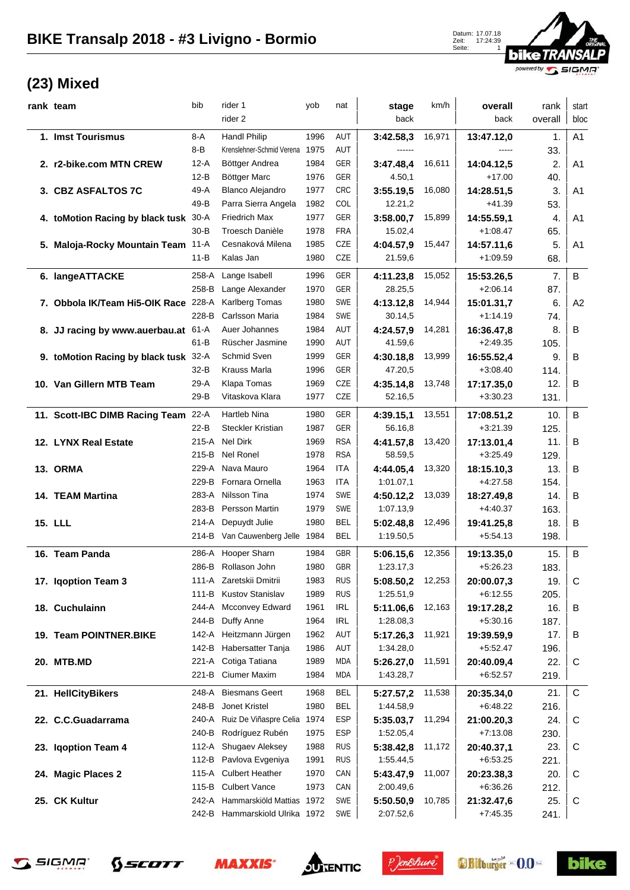# BIKE Transalp 2018 - #3 Livigno - Bormio

Datum: 17.07.18
Zeit: 17:24:39

## (23) Mixed

| rank | team | bib | rider 1 / rider 2 | yob | nat | stage / back | km/h | overall / back | rank overall | start bloc |
|---|---|---|---|---|---|---|---|---|---|---|
| 1. | **Imst Tourismus** | 8-A | Handl Philip | 1996 | AUT | **3:42.58,3** | 16,971 | **13:47.12,0** | 1. | A1 |
| | | 8-B | Krenslehner-Schmid Verena | 1975 | AUT | ------ | | ----- | 33. | |
| 2. | **r2-bike.com MTN CREW** | 12-A | Böttger Andrea | 1984 | GER | **3:47.48,4** | 16,611 | **14:04.12,5** | 2. | A1 |
| | | 12-B | Böttger Marc | 1976 | GER | 4.50,1 | | +17.00 | 40. | |
| 3. | **CBZ ASFALTOS 7C** | 49-A | Blanco Alejandro | 1977 | CRC | **3:55.19,5** | 16,080 | **14:28.51,5** | 3. | A1 |
| | | 49-B | Parra Sierra Angela | 1982 | COL | 12.21,2 | | +41.39 | 53. | |
| 4. | **toMotion Racing by black tusk** | 30-A | Friedrich Max | 1977 | GER | **3:58.00,7** | 15,899 | **14:55.59,1** | 4. | A1 |
| | | 30-B | Troesch Danièle | 1978 | FRA | 15.02,4 | | +1:08.47 | 65. | |
| 5. | **Maloja-Rocky Mountain Team** | 11-A | Cesnaková Milena | 1985 | CZE | **4:04.57,9** | 15,447 | **14:57.11,6** | 5. | A1 |
| | | 11-B | Kalas Jan | 1980 | CZE | 21.59,6 | | +1:09.59 | 68. | |
| 6. | **langeATTACKE** | 258-A | Lange Isabell | 1996 | GER | **4:11.23,8** | 15,052 | **15:53.26,5** | 7. | B |
| | | 258-B | Lange Alexander | 1970 | GER | 28.25,5 | | +2:06.14 | 87. | |
| 7. | **Obbola IK/Team Hi5-OIK Race** | 228-A | Karlberg Tomas | 1980 | SWE | **4:13.12,8** | 14,944 | **15:01.31,7** | 6. | A2 |
| | | 228-B | Carlsson Maria | 1984 | SWE | 30.14,5 | | +1:14.19 | 74. | |
| 8. | **JJ racing by www.auerbau.at** | 61-A | Auer Johannes | 1984 | AUT | **4:24.57,9** | 14,281 | **16:36.47,8** | 8. | B |
| | | 61-B | Rüscher Jasmine | 1990 | AUT | 41.59,6 | | +2:49.35 | 105. | |
| 9. | **toMotion Racing by black tusk** | 32-A | Schmid Sven | 1999 | GER | **4:30.18,8** | 13,999 | **16:55.52,4** | 9. | B |
| | | 32-B | Krauss Marla | 1996 | GER | 47.20,5 | | +3:08.40 | 114. | |
| 10. | **Van Gillern MTB Team** | 29-A | Klapa Tomas | 1969 | CZE | **4:35.14,8** | 13,748 | **17:17.35,0** | 12. | B |
| | | 29-B | Vitaskova Klara | 1977 | CZE | 52.16,5 | | +3:30.23 | 131. | |
| 11. | **Scott-IBC DIMB Racing Team** | 22-A | Hartleb Nina | 1980 | GER | **4:39.15,1** | 13,551 | **17:08.51,2** | 10. | B |
| | | 22-B | Steckler Kristian | 1987 | GER | 56.16,8 | | +3:21.39 | 125. | |
| 12. | **LYNX Real Estate** | 215-A | Nel Dirk | 1969 | RSA | **4:41.57,8** | 13,420 | **17:13.01,4** | 11. | B |
| | | 215-B | Nel Ronel | 1978 | RSA | 58.59,5 | | +3:25.49 | 129. | |
| 13. | **ORMA** | 229-A | Nava Mauro | 1964 | ITA | **4:44.05,4** | 13,320 | **18:15.10,3** | 13. | B |
| | | 229-B | Fornara Ornella | 1963 | ITA | 1:01.07,1 | | +4:27.58 | 154. | |
| 14. | **TEAM Martina** | 283-A | Nilsson Tina | 1974 | SWE | **4:50.12,2** | 13,039 | **18:27.49,8** | 14. | B |
| | | 283-B | Persson Martin | 1979 | SWE | 1:07.13,9 | | +4:40.37 | 163. | |
| 15. | **LLL** | 214-A | Depuydt Julie | 1980 | BEL | **5:02.48,8** | 12,496 | **19:41.25,8** | 18. | B |
| | | 214-B | Van Cauwenberg Jelle | 1984 | BEL | 1:19.50,5 | | +5:54.13 | 198. | |
| 16. | **Team Panda** | 286-A | Hooper Sharn | 1984 | GBR | **5:06.15,6** | 12,356 | **19:13.35,0** | 15. | B |
| | | 286-B | Rollason John | 1980 | GBR | 1:23.17,3 | | +5:26.23 | 183. | |
| 17. | **Iqoption Team 3** | 111-A | Zaretskii Dmitrii | 1983 | RUS | **5:08.50,2** | 12,253 | **20:00.07,3** | 19. | C |
| | | 111-B | Kustov Stanislav | 1989 | RUS | 1:25.51,9 | | +6:12.55 | 205. | |
| 18. | **Cuchulainn** | 244-A | Mcconvey Edward | 1961 | IRL | **5:11.06,6** | 12,163 | **19:17.28,2** | 16. | B |
| | | 244-B | Duffy Anne | 1964 | IRL | 1:28.08,3 | | +5:30.16 | 187. | |
| 19. | **Team POINTNER.BIKE** | 142-A | Heitzmann Jürgen | 1962 | AUT | **5:17.26,3** | 11,921 | **19:39.59,9** | 17. | B |
| | | 142-B | Habersatter Tanja | 1986 | AUT | 1:34.28,0 | | +5:52.47 | 196. | |
| 20. | **MTB.MD** | 221-A | Cotiga Tatiana | 1989 | MDA | **5:26.27,0** | 11,591 | **20:40.09,4** | 22. | C |
| | | 221-B | Ciumer Maxim | 1984 | MDA | 1:43.28,7 | | +6:52.57 | 219. | |
| 21. | **HellCityBikers** | 248-A | Biesmans Geert | 1968 | BEL | **5:27.57,2** | 11,538 | **20:35.34,0** | 21. | C |
| | | 248-B | Jonet Kristel | 1980 | BEL | 1:44.58,9 | | +6:48.22 | 216. | |
| 22. | **C.C.Guadarrama** | 240-A | Ruiz De Viñaspre Celia | 1974 | ESP | **5:35.03,7** | 11,294 | **21:00.20,3** | 24. | C |
| | | 240-B | Rodríguez Rubén | 1975 | ESP | 1:52.05,4 | | +7:13.08 | 230. | |
| 23. | **Iqoption Team 4** | 112-A | Shugaev Aleksey | 1988 | RUS | **5:38.42,8** | 11,172 | **20:40.37,1** | 23. | C |
| | | 112-B | Pavlova Evgeniya | 1991 | RUS | 1:55.44,5 | | +6:53.25 | 221. | |
| 24. | **Magic Places 2** | 115-A | Culbert Heather | 1970 | CAN | **5:43.47,9** | 11,007 | **20:23.38,3** | 20. | C |
| | | 115-B | Culbert Vance | 1973 | CAN | 2:00.49,6 | | +6:36.26 | 212. | |
| 25. | **CK Kultur** | 242-A | Hammarskiöld Mattias | 1972 | SWE | **5:50.50,9** | 10,785 | **21:32.47,6** | 25. | C |
| | | 242-B | Hammarskiold Ulrika | 1972 | SWE | 2:07.52,6 | | +7:45.35 | 241. | |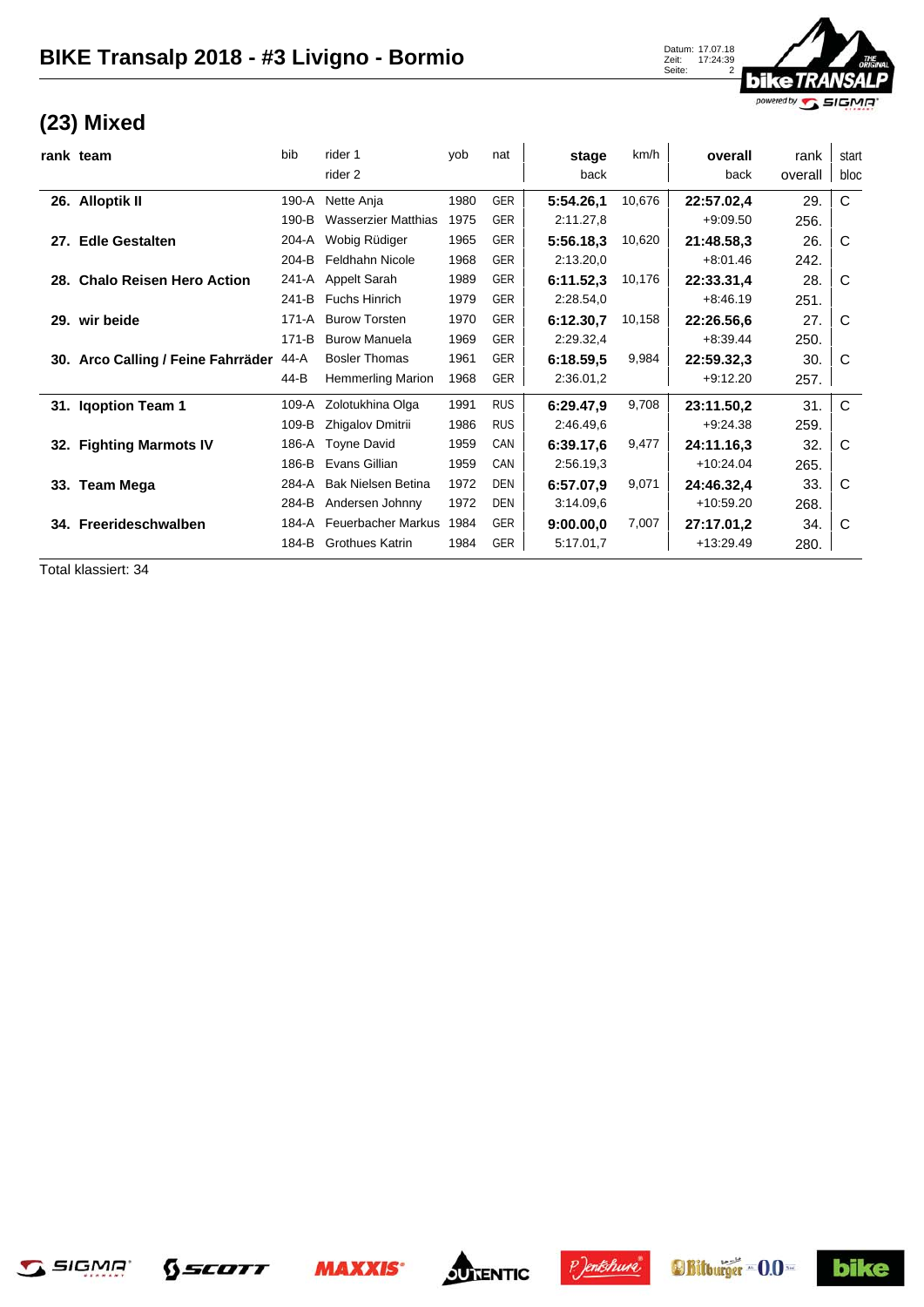# BIKE Transalp 2018 - #3 Livigno - Bormio

## (23) Mixed

| rank | team | bib | rider 1 / rider 2 | yob | nat | stage / back | km/h | overall / back | rank overall | start bloc |
|---|---|---|---|---|---|---|---|---|---|---|
| 26. | **Alloptik II** | 190-A | Nette Anja | 1980 | GER | **5:54.26,1** | 10,676 | **22:57.02,4** | 29. | C |
| | | 190-B | Wasserzier Matthias | 1975 | GER | 2:11.27,8 | | +9:09.50 | 256. | |
| 27. | **Edle Gestalten** | 204-A | Wobig Rüdiger | 1965 | GER | **5:56.18,3** | 10,620 | **21:48.58,3** | 26. | C |
| | | 204-B | Feldhahn Nicole | 1968 | GER | 2:13.20,0 | | +8:01.46 | 242. | |
| 28. | **Chalo Reisen Hero Action** | 241-A | Appelt Sarah | 1989 | GER | **6:11.52,3** | 10,176 | **22:33.31,4** | 28. | C |
| | | 241-B | Fuchs Hinrich | 1979 | GER | 2:28.54,0 | | +8:46.19 | 251. | |
| 29. | **wir beide** | 171-A | Burow Torsten | 1970 | GER | **6:12.30,7** | 10,158 | **22:26.56,6** | 27. | C |
| | | 171-B | Burow Manuela | 1969 | GER | 2:29.32,4 | | +8:39.44 | 250. | |
| 30. | **Arco Calling / Feine Fahrräder** | 44-A | Bosler Thomas | 1961 | GER | **6:18.59,5** | 9,984 | **22:59.32,3** | 30. | C |
| | | 44-B | Hemmerling Marion | 1968 | GER | 2:36.01,2 | | +9:12.20 | 257. | |
| 31. | **Iqoption Team 1** | 109-A | Zolotukhina Olga | 1991 | RUS | **6:29.47,9** | 9,708 | **23:11.50,2** | 31. | C |
| | | 109-B | Zhigalov Dmitrii | 1986 | RUS | 2:46.49,6 | | +9:24.38 | 259. | |
| 32. | **Fighting Marmots IV** | 186-A | Toyne David | 1959 | CAN | **6:39.17,6** | 9,477 | **24:11.16,3** | 32. | C |
| | | 186-B | Evans Gillian | 1959 | CAN | 2:56.19,3 | | +10:24.04 | 265. | |
| 33. | **Team Mega** | 284-A | Bak Nielsen Betina | 1972 | DEN | **6:57.07,9** | 9,071 | **24:46.32,4** | 33. | C |
| | | 284-B | Andersen Johnny | 1972 | DEN | 3:14.09,6 | | +10:59.20 | 268. | |
| 34. | **Freerideschwalben** | 184-A | Feuerbacher Markus | 1984 | GER | **9:00.00,0** | 7,007 | **27:17.01,2** | 34. | C |
| | | 184-B | Grothues Katrin | 1984 | GER | 5:17.01,7 | | +13:29.49 | 280. | |

Total klassiert: 34